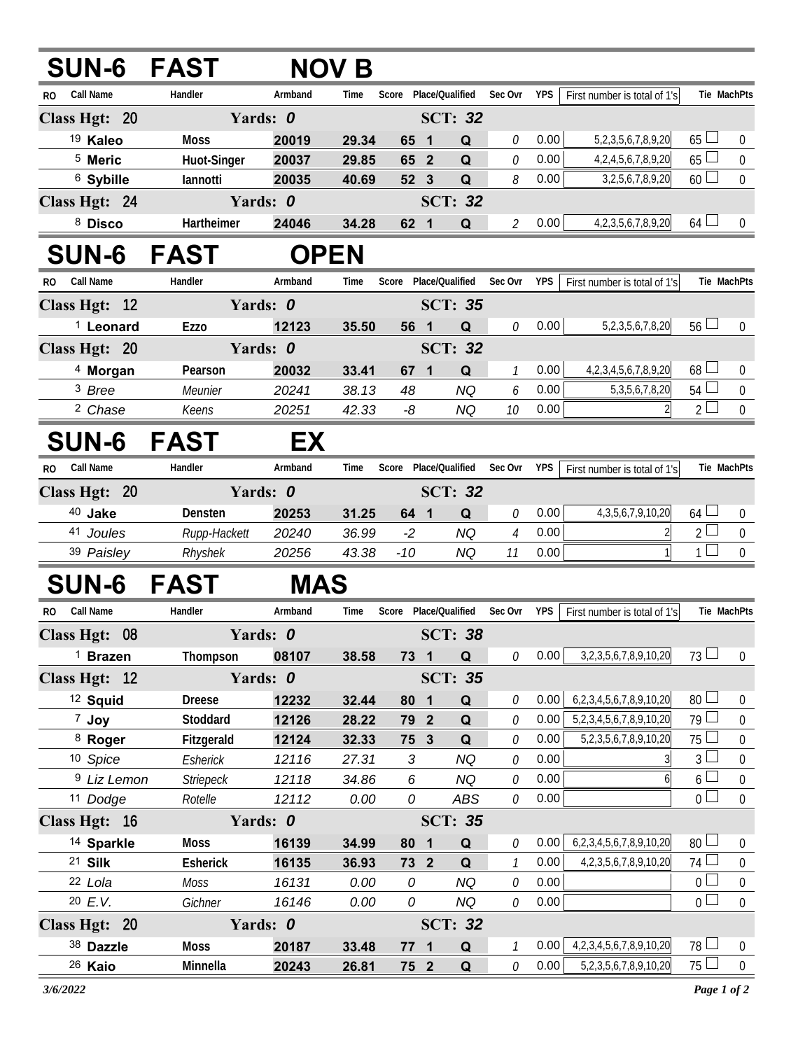## SUN-6 FAST NOV B

| RO | Call Name | Handler | Armband | Time | Score | Place | Qualified | Sec Ovr | YPS | First number is total of 1's | Tie | MachPts |
|---|---|---|---|---|---|---|---|---|---|---|---|---|
| **Class Hgt: 20** | | **Yards: 0** | | | | **SCT: 32** | | | | | | |
| 19 | **Kaleo** | **Moss** | **20019** | **29.34** | **65** | **1** | **Q** | 0 | 0.00 | 5,2,3,5,6,7,8,9,20 | 65 | 0 |
| 5 | **Meric** | **Huot-Singer** | **20037** | **29.85** | **65** | **2** | **Q** | 0 | 0.00 | 4,2,4,5,6,7,8,9,20 | 65 | 0 |
| 6 | **Sybille** | **Iannotti** | **20035** | **40.69** | **52** | **3** | **Q** | 8 | 0.00 | 3,2,5,6,7,8,9,20 | 60 | 0 |
| **Class Hgt: 24** | | **Yards: 0** | | | | **SCT: 32** | | | | | | |
| 8 | **Disco** | **Hartheimer** | **24046** | **34.28** | **62** | **1** | **Q** | 2 | 0.00 | 4,2,3,5,6,7,8,9,20 | 64 | 0 |

## SUN-6 FAST OPEN

| RO | Call Name | Handler | Armband | Time | Score | Place | Qualified | Sec Ovr | YPS | First number is total of 1's | Tie | MachPts |
|---|---|---|---|---|---|---|---|---|---|---|---|---|
| **Class Hgt: 12** | | **Yards: 0** | | | | **SCT: 35** | | | | | | |
| 1 | **Leonard** | **Ezzo** | **12123** | **35.50** | **56** | **1** | **Q** | 0 | 0.00 | 5,2,3,5,6,7,8,20 | 56 | 0 |
| **Class Hgt: 20** | | **Yards: 0** | | | | **SCT: 32** | | | | | | |
| 4 | **Morgan** | **Pearson** | **20032** | **33.41** | **67** | **1** | **Q** | 1 | 0.00 | 4,2,3,4,5,6,7,8,9,20 | 68 | 0 |
| 3 | *Bree* | *Meunier* | *20241* | *38.13* | *48* | | *NQ* | 6 | 0.00 | 5,3,5,6,7,8,20 | 54 | 0 |
| 2 | *Chase* | *Keens* | *20251* | *42.33* | *-8* | | *NQ* | 10 | 0.00 | 2 | 2 | 0 |

## SUN-6 FAST EX

| RO | Call Name | Handler | Armband | Time | Score | Place | Qualified | Sec Ovr | YPS | First number is total of 1's | Tie | MachPts |
|---|---|---|---|---|---|---|---|---|---|---|---|---|
| **Class Hgt: 20** | | **Yards: 0** | | | | **SCT: 32** | | | | | | |
| 40 | **Jake** | **Densten** | **20253** | **31.25** | **64** | **1** | **Q** | 0 | 0.00 | 4,3,5,6,7,9,10,20 | 64 | 0 |
| 41 | *Joules* | *Rupp-Hackett* | *20240* | *36.99* | *-2* | | *NQ* | 4 | 0.00 | 2 | 2 | 0 |
| 39 | *Paisley* | *Rhyshek* | *20256* | *43.38* | *-10* | | *NQ* | 11 | 0.00 | 1 | 1 | 0 |

## SUN-6 FAST MAS

| RO | Call Name | Handler | Armband | Time | Score | Place | Qualified | Sec Ovr | YPS | First number is total of 1's | Tie | MachPts |
|---|---|---|---|---|---|---|---|---|---|---|---|---|
| **Class Hgt: 08** | | **Yards: 0** | | | | **SCT: 38** | | | | | | |
| 1 | **Brazen** | **Thompson** | **08107** | **38.58** | **73** | **1** | **Q** | 0 | 0.00 | 3,2,3,5,6,7,8,9,10,20 | 73 | 0 |
| **Class Hgt: 12** | | **Yards: 0** | | | | **SCT: 35** | | | | | | |
| 12 | **Squid** | **Dreese** | **12232** | **32.44** | **80** | **1** | **Q** | 0 | 0.00 | 6,2,3,4,5,6,7,8,9,10,20 | 80 | 0 |
| 7 | **Joy** | **Stoddard** | **12126** | **28.22** | **79** | **2** | **Q** | 0 | 0.00 | 5,2,3,4,5,6,7,8,9,10,20 | 79 | 0 |
| 8 | **Roger** | **Fitzgerald** | **12124** | **32.33** | **75** | **3** | **Q** | 0 | 0.00 | 5,2,3,5,6,7,8,9,10,20 | 75 | 0 |
| 10 | *Spice* | *Esherick* | *12116* | *27.31* | *3* | | *NQ* | 0 | 0.00 | 3 | 3 | 0 |
| 9 | *Liz Lemon* | *Striepeck* | *12118* | *34.86* | *6* | | *NQ* | 0 | 0.00 | 6 | 6 | 0 |
| 11 | *Dodge* | *Rotelle* | *12112* | *0.00* | *0* | | *ABS* | 0 | 0.00 | | 0 | 0 |
| **Class Hgt: 16** | | **Yards: 0** | | | | **SCT: 35** | | | | | | |
| 14 | **Sparkle** | **Moss** | **16139** | **34.99** | **80** | **1** | **Q** | 0 | 0.00 | 6,2,3,4,5,6,7,8,9,10,20 | 80 | 0 |
| 21 | **Silk** | **Esherick** | **16135** | **36.93** | **73** | **2** | **Q** | 1 | 0.00 | 4,2,3,5,6,7,8,9,10,20 | 74 | 0 |
| 22 | *Lola* | *Moss* | *16131* | *0.00* | *0* | | *NQ* | 0 | 0.00 | | 0 | 0 |
| 20 | *E.V.* | *Gichner* | *16146* | *0.00* | *0* | | *NQ* | 0 | 0.00 | | 0 | 0 |
| **Class Hgt: 20** | | **Yards: 0** | | | | **SCT: 32** | | | | | | |
| 38 | **Dazzle** | **Moss** | **20187** | **33.48** | **77** | **1** | **Q** | 1 | 0.00 | 4,2,3,4,5,6,7,8,9,10,20 | 78 | 0 |
| 26 | **Kaio** | **Minnella** | **20243** | **26.81** | **75** | **2** | **Q** | 0 | 0.00 | 5,2,3,5,6,7,8,9,10,20 | 75 | 0 |

*3/6/2022*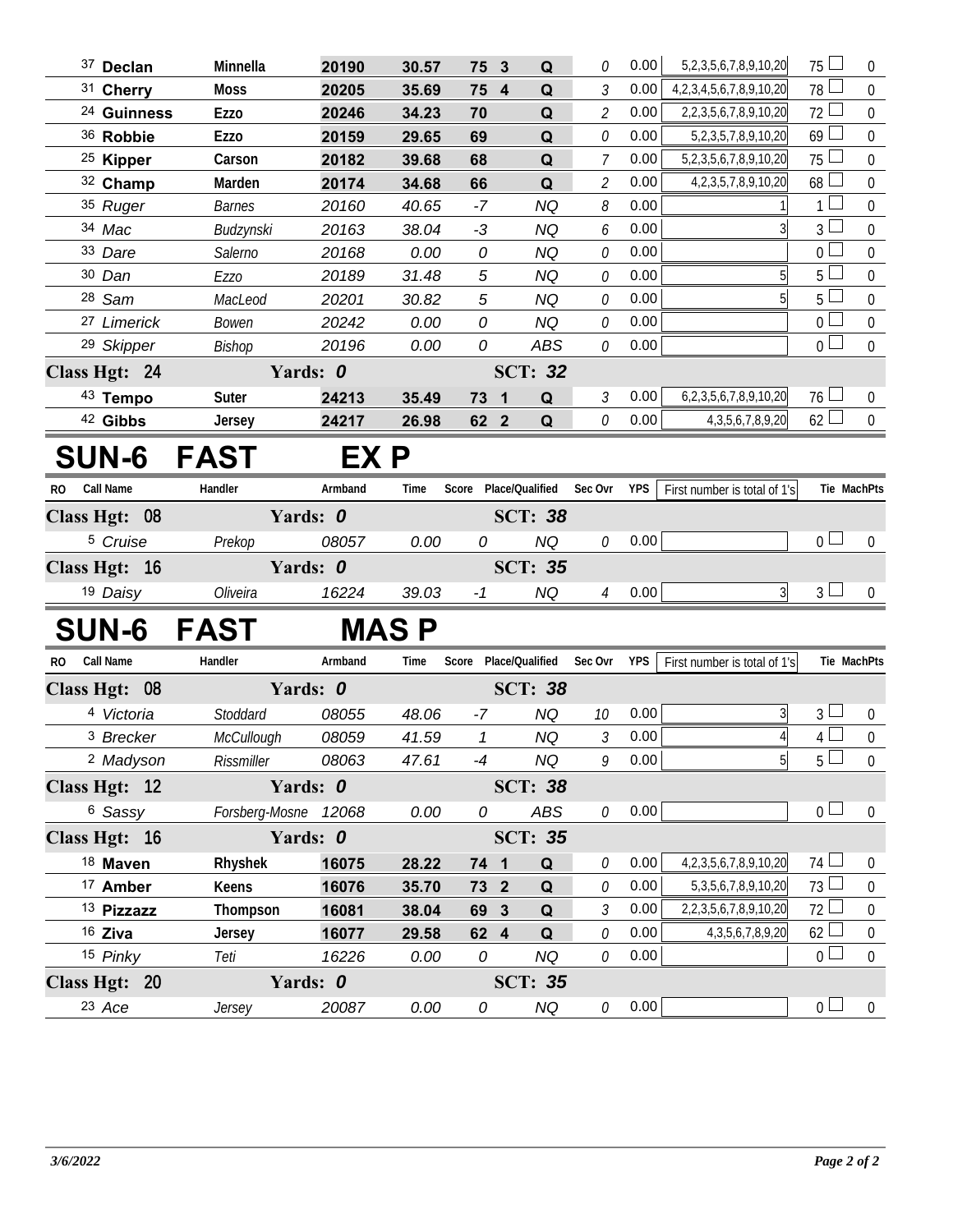| RO | Call Name | Handler | Armband | Time | Score | Place/Qualified | Sec Ovr | YPS | First number is total of 1's | Tie | MachPts |
|---|---|---|---|---|---|---|---|---|---|---|---|
| 37 | **Declan** | **Minnella** | **20190** | **30.57** | **75** | **3 Q** | 0 | 0.00 | 5,2,3,5,6,7,8,9,10,20 | 75 | 0 |
| 31 | **Cherry** | **Moss** | **20205** | **35.69** | **75** | **4 Q** | 3 | 0.00 | 4,2,3,4,5,6,7,8,9,10,20 | 78 | 0 |
| 24 | **Guinness** | **Ezzo** | **20246** | **34.23** | **70** | **Q** | 2 | 0.00 | 2,2,3,5,6,7,8,9,10,20 | 72 | 0 |
| 36 | **Robbie** | **Ezzo** | **20159** | **29.65** | **69** | **Q** | 0 | 0.00 | 5,2,3,5,7,8,9,10,20 | 69 | 0 |
| 25 | **Kipper** | **Carson** | **20182** | **39.68** | **68** | **Q** | 7 | 0.00 | 5,2,3,5,6,7,8,9,10,20 | 75 | 0 |
| 32 | **Champ** | **Marden** | **20174** | **34.68** | **66** | **Q** | 2 | 0.00 | 4,2,3,5,7,8,9,10,20 | 68 | 0 |
| 35 | *Ruger* | *Barnes* | *20160* | *40.65* | *-7* | *NQ* | 8 | 0.00 | 1 | 1 | 0 |
| 34 | *Mac* | *Budzynski* | *20163* | *38.04* | *-3* | *NQ* | 6 | 0.00 | 3 | 3 | 0 |
| 33 | *Dare* | *Salerno* | *20168* | *0.00* | *0* | *NQ* | 0 | 0.00 | | 0 | 0 |
| 30 | *Dan* | *Ezzo* | *20189* | *31.48* | *5* | *NQ* | 0 | 0.00 | 5 | 5 | 0 |
| 28 | *Sam* | *MacLeod* | *20201* | *30.82* | *5* | *NQ* | 0 | 0.00 | 5 | 5 | 0 |
| 27 | *Limerick* | *Bowen* | *20242* | *0.00* | *0* | *NQ* | 0 | 0.00 | | 0 | 0 |
| 29 | *Skipper* | *Bishop* | *20196* | *0.00* | *0* | *ABS* | 0 | 0.00 | | 0 | 0 |
| **Class Hgt: 24** | | **Yards: 0** | | | | **SCT: 32** | | | | | |
| 43 | **Tempo** | **Suter** | **24213** | **35.49** | **73** | **1 Q** | 3 | 0.00 | 6,2,3,5,6,7,8,9,10,20 | 76 | 0 |
| 42 | **Gibbs** | **Jersey** | **24217** | **26.98** | **62** | **2 Q** | 0 | 0.00 | 4,3,5,6,7,8,9,20 | 62 | 0 |

# SUN-6 FAST EX P

| RO | Call Name | Handler | Armband | Time | Score | Place/Qualified | Sec Ovr | YPS | First number is total of 1's | Tie | MachPts |
|---|---|---|---|---|---|---|---|---|---|---|---|
| **Class Hgt: 08** | | **Yards: 0** | | | | **SCT: 38** | | | | | |
| 5 | *Cruise* | *Prekop* | *08057* | *0.00* | *0* | *NQ* | 0 | 0.00 | | 0 | 0 |
| **Class Hgt: 16** | | **Yards: 0** | | | | **SCT: 35** | | | | | |
| 19 | *Daisy* | *Oliveira* | *16224* | *39.03* | *-1* | *NQ* | 4 | 0.00 | 3 | 3 | 0 |

# SUN-6 FAST MAS P

| RO | Call Name | Handler | Armband | Time | Score | Place/Qualified | Sec Ovr | YPS | First number is total of 1's | Tie | MachPts |
|---|---|---|---|---|---|---|---|---|---|---|---|
| **Class Hgt: 08** | | **Yards: 0** | | | | **SCT: 38** | | | | | |
| 4 | *Victoria* | *Stoddard* | *08055* | *48.06* | *-7* | *NQ* | 10 | 0.00 | 3 | 3 | 0 |
| 3 | *Brecker* | *McCullough* | *08059* | *41.59* | *1* | *NQ* | 3 | 0.00 | 4 | 4 | 0 |
| 2 | *Madyson* | *Rissmiller* | *08063* | *47.61* | *-4* | *NQ* | 9 | 0.00 | 5 | 5 | 0 |
| **Class Hgt: 12** | | **Yards: 0** | | | | **SCT: 38** | | | | | |
| 6 | *Sassy* | *Forsberg-Mosne* | *12068* | *0.00* | *0* | *ABS* | 0 | 0.00 | | 0 | 0 |
| **Class Hgt: 16** | | **Yards: 0** | | | | **SCT: 35** | | | | | |
| 18 | **Maven** | **Rhyshek** | **16075** | **28.22** | **74** | **1 Q** | 0 | 0.00 | 4,2,3,5,6,7,8,9,10,20 | 74 | 0 |
| 17 | **Amber** | **Keens** | **16076** | **35.70** | **73** | **2 Q** | 0 | 0.00 | 5,3,5,6,7,8,9,10,20 | 73 | 0 |
| 13 | **Pizzazz** | **Thompson** | **16081** | **38.04** | **69** | **3 Q** | 3 | 0.00 | 2,2,3,5,6,7,8,9,10,20 | 72 | 0 |
| 16 | **Ziva** | **Jersey** | **16077** | **29.58** | **62** | **4 Q** | 0 | 0.00 | 4,3,5,6,7,8,9,20 | 62 | 0 |
| 15 | *Pinky* | *Teti* | *16226* | *0.00* | *0* | *NQ* | 0 | 0.00 | | 0 | 0 |
| **Class Hgt: 20** | | **Yards: 0** | | | | **SCT: 35** | | | | | |
| 23 | *Ace* | *Jersey* | *20087* | *0.00* | *0* | *NQ* | 0 | 0.00 | | 0 | 0 |

*3/6/2022*